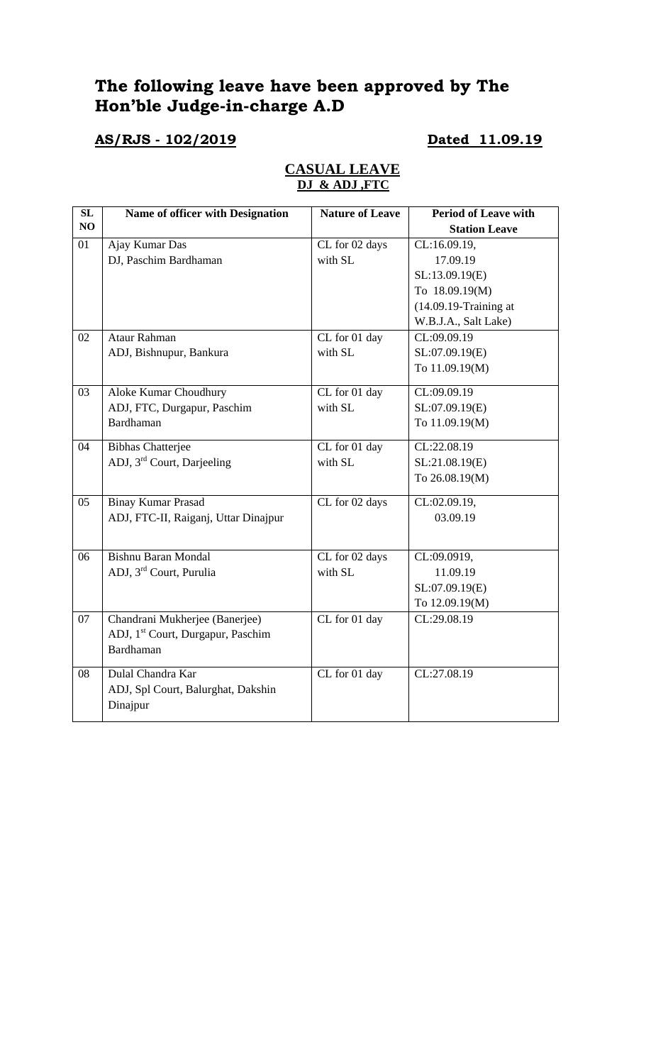# The following leave have been approved by The Hon'ble Judge-in-charge A.D

**AS/RJS - 102/2019** **Dated 11.09.19**

## CASUAL LEAVE
### DJ & ADJ ,FTC

| SL NO | Name of officer with Designation | Nature of Leave | Period of Leave with Station Leave |
|---|---|---|---|
| 01 | Ajay Kumar Das<br>DJ, Paschim Bardhaman | CL for 02 days with SL | CL:16.09.19, 17.09.19<br>SL:13.09.19(E) To 18.09.19(M)<br>(14.09.19-Training at W.B.J.A., Salt Lake) |
| 02 | Ataur Rahman<br>ADJ, Bishnupur, Bankura | CL for 01 day with SL | CL:09.09.19<br>SL:07.09.19(E) To 11.09.19(M) |
| 03 | Aloke Kumar Choudhury<br>ADJ, FTC, Durgapur, Paschim Bardhaman | CL for 01 day with SL | CL:09.09.19<br>SL:07.09.19(E) To 11.09.19(M) |
| 04 | Bibhas Chatterjee<br>ADJ, 3rd Court, Darjeeling | CL for 01 day with SL | CL:22.08.19<br>SL:21.08.19(E) To 26.08.19(M) |
| 05 | Binay Kumar Prasad<br>ADJ, FTC-II, Raiganj, Uttar Dinajpur | CL for 02 days | CL:02.09.19, 03.09.19 |
| 06 | Bishnu Baran Mondal<br>ADJ, 3rd Court, Purulia | CL for 02 days with SL | CL:09.0919, 11.09.19<br>SL:07.09.19(E) To 12.09.19(M) |
| 07 | Chandrani Mukherjee (Banerjee)<br>ADJ, 1st Court, Durgapur, Paschim Bardhaman | CL for 01 day | CL:29.08.19 |
| 08 | Dulal Chandra Kar<br>ADJ, Spl Court, Balurghat, Dakshin Dinajpur | CL for 01 day | CL:27.08.19 |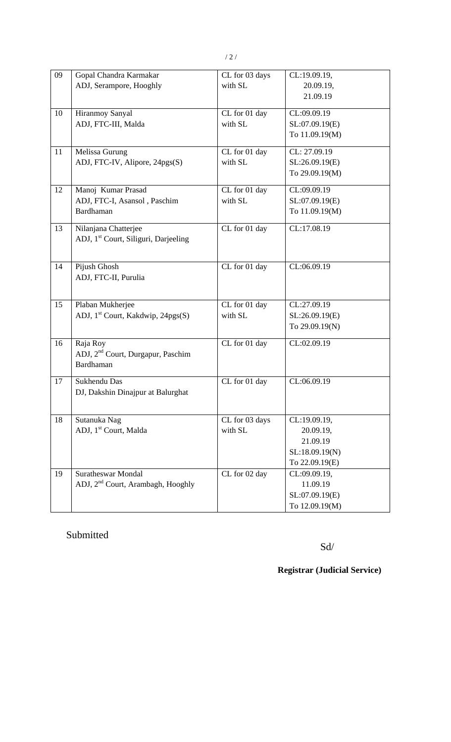| 09 | Gopal Chandra Karmakar<br>ADJ, Serampore, Hooghly | CL for 03 days with SL | CL:19.09.19, 20.09.19, 21.09.19 |
|---|---|---|---|
| 10 | Hiranmoy Sanyal<br>ADJ, FTC-III, Malda | CL for 01 day with SL | CL:09.09.19<br>SL:07.09.19(E)<br>To 11.09.19(M) |
| 11 | Melissa Gurung<br>ADJ, FTC-IV, Alipore, 24pgs(S) | CL for 01 day with SL | CL: 27.09.19<br>SL:26.09.19(E)<br>To 29.09.19(M) |
| 12 | Manoj Kumar Prasad<br>ADJ, FTC-I, Asansol , Paschim Bardhaman | CL for 01 day with SL | CL:09.09.19<br>SL:07.09.19(E)<br>To 11.09.19(M) |
| 13 | Nilanjana Chatterjee<br>ADJ, 1st Court, Siliguri, Darjeeling | CL for 01 day | CL:17.08.19 |
| 14 | Pijush Ghosh<br>ADJ, FTC-II, Purulia | CL for 01 day | CL:06.09.19 |
| 15 | Plaban Mukherjee<br>ADJ, 1st Court, Kakdwip, 24pgs(S) | CL for 01 day with SL | CL:27.09.19<br>SL:26.09.19(E)<br>To 29.09.19(N) |
| 16 | Raja Roy<br>ADJ, 2nd Court, Durgapur, Paschim Bardhaman | CL for 01 day | CL:02.09.19 |
| 17 | Sukhendu Das<br>DJ, Dakshin Dinajpur at Balurghat | CL for 01 day | CL:06.09.19 |
| 18 | Sutanuka Nag<br>ADJ, 1st Court, Malda | CL for 03 days with SL | CL:19.09.19, 20.09.19, 21.09.19<br>SL:18.09.19(N)<br>To 22.09.19(E) |
| 19 | Suratheswar Mondal<br>ADJ, 2nd Court, Arambagh, Hooghly | CL for 02 day | CL:09.09.19, 11.09.19<br>SL:07.09.19(E)<br>To 12.09.19(M) |

Submitted

Sd/

**Registrar (Judicial Service)**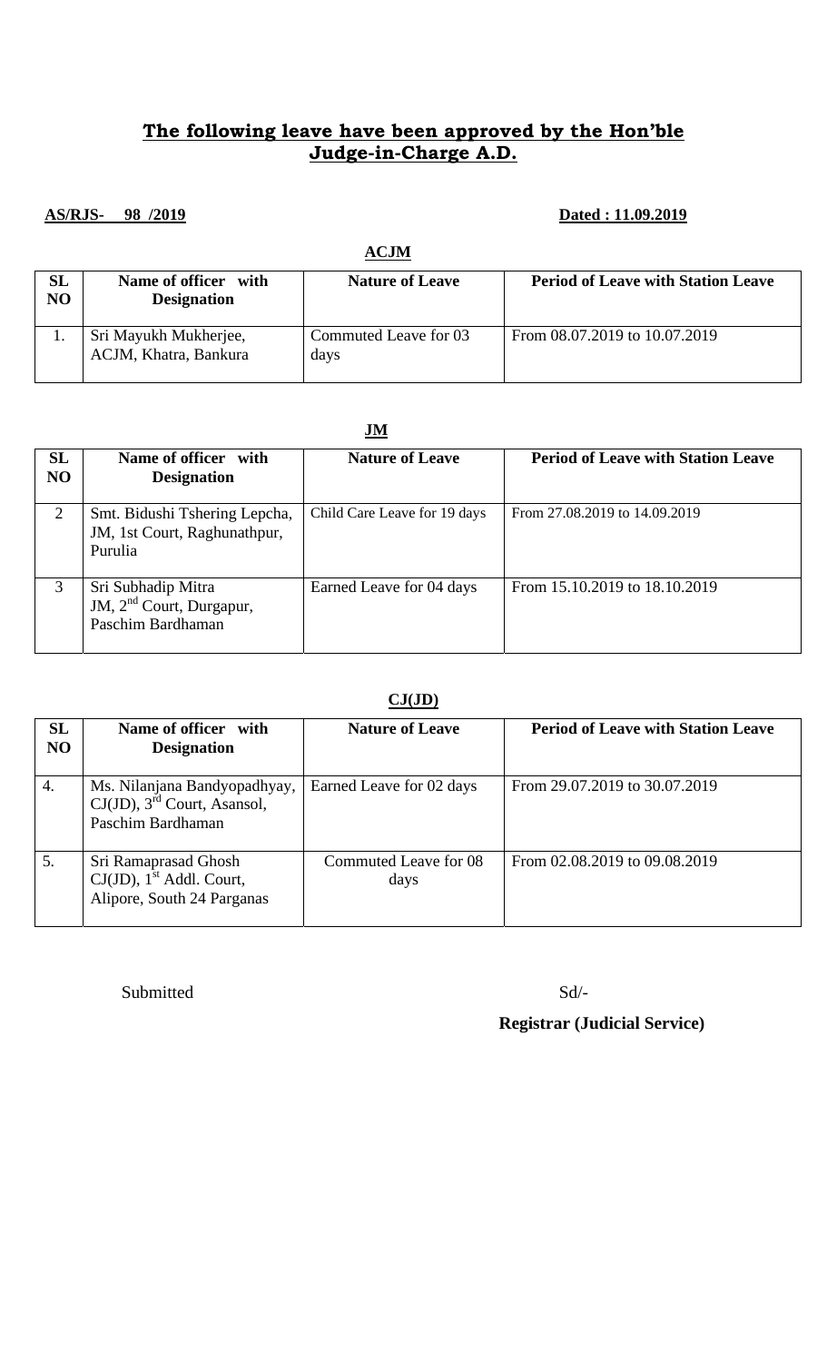# The following leave have been approved by the Hon'ble Judge-in-Charge A.D.

**AS/RJS- 98 /2019** **Dated : 11.09.2019**

**ACJM**

| SL NO | Name of officer with Designation | Nature of Leave | Period of Leave with Station Leave |
|---|---|---|---|
| 1. | Sri Mayukh Mukherjee, ACJM, Khatra, Bankura | Commuted Leave for 03 days | From 08.07.2019 to 10.07.2019 |

**JM**

| SL NO | Name of officer with Designation | Nature of Leave | Period of Leave with Station Leave |
|---|---|---|---|
| 2 | Smt. Bidushi Tshering Lepcha, JM, 1st Court, Raghunathpur, Purulia | Child Care Leave for 19 days | From 27.08.2019 to 14.09.2019 |
| 3 | Sri Subhadip Mitra JM, 2nd Court, Durgapur, Paschim Bardhaman | Earned Leave for 04 days | From 15.10.2019 to 18.10.2019 |

**CJ(JD)**

| SL NO | Name of officer with Designation | Nature of Leave | Period of Leave with Station Leave |
|---|---|---|---|
| 4. | Ms. Nilanjana Bandyopadhyay, CJ(JD), 3rd Court, Asansol, Paschim Bardhaman | Earned Leave for 02 days | From 29.07.2019 to 30.07.2019 |
| 5. | Sri Ramaprasad Ghosh CJ(JD), 1st Addl. Court, Alipore, South 24 Parganas | Commuted Leave for 08 days | From 02.08.2019 to 09.08.2019 |

Submitted

Sd/-

**Registrar (Judicial Service)**